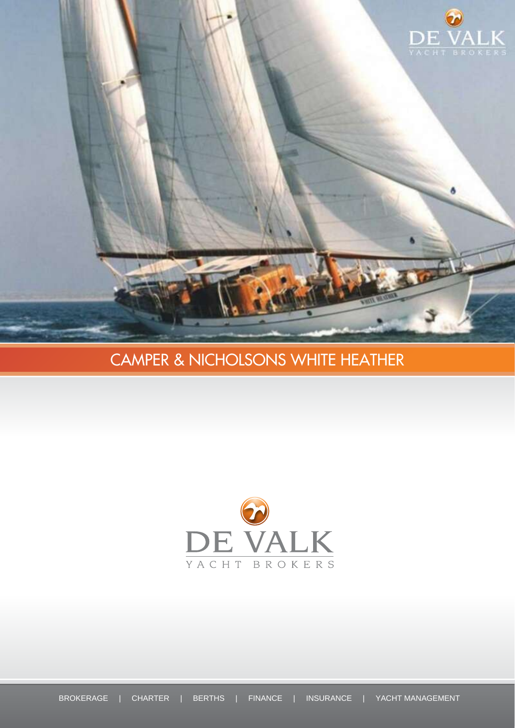# CAMPER & NICHOLSONS WHITE HEATHER

DE VALK

YACHT BROKERS

BROKERAGE | CHARTER | BERTHS | FINANCE | INSURANCE | YACHT MANAGEMENT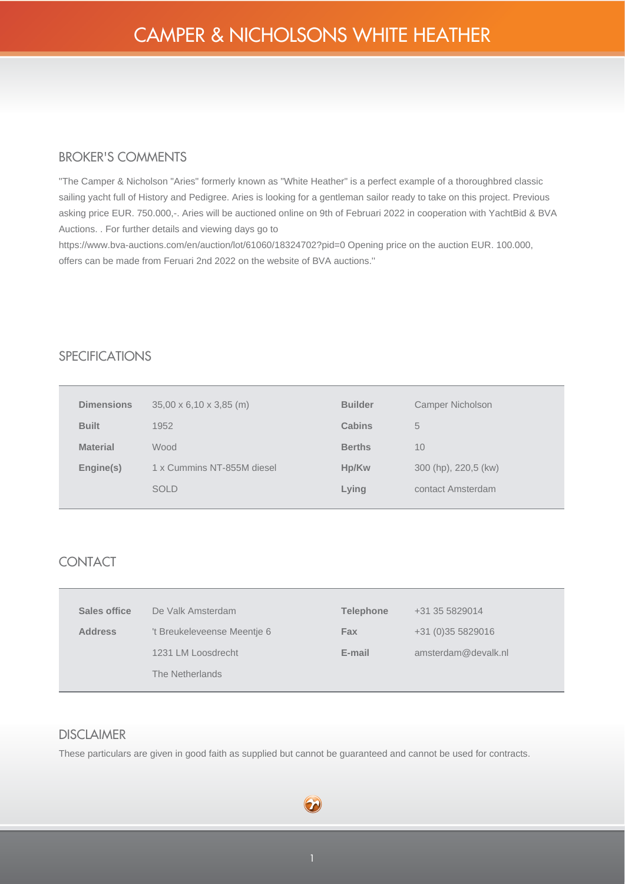# CAMPER & NICHOLSONS WHITE HEATHER

## BROKER'S COMMENTS

"The Camper & Nicholson "Aries" formerly known as "White Heather" is a perfect example of a thoroughbred classic sailing yacht full of History and Pedigree. Aries is looking for a gentleman sailor ready to take on this project. Previous asking price EUR. 750.000,-. Aries will be auctioned online on 9th of Februari 2022 in cooperation with YachtBid & BVA Auctions. . For further details and viewing days go to https://www.bva-auctions.com/en/auction/lot/61060/18324702?pid=0 Opening price on the auction EUR. 100.000, offers can be made from Feruari 2nd 2022 on the website of BVA auctions.''

## SPECIFICATIONS

| | | | |
|---|---|---|---|
| **Dimensions** | 35,00 x 6,10 x 3,85 (m) | **Builder** | Camper Nicholson |
| **Built** | 1952 | **Cabins** | 5 |
| **Material** | Wood | **Berths** | 10 |
| **Engine(s)** | 1 x Cummins NT-855M diesel | **Hp/Kw** | 300 (hp), 220,5 (kw) |
| | SOLD | **Lying** | contact Amsterdam |

## CONTACT

| | | | |
|---|---|---|---|
| **Sales office** | De Valk Amsterdam | **Telephone** | +31 35 5829014 |
| **Address** | 't Breukeleveense Meentje 6 | **Fax** | +31 (0)35 5829016 |
| | 1231 LM Loosdrecht | **E-mail** | amsterdam@devalk.nl |
| | The Netherlands | | |

## DISCLAIMER

These particulars are given in good faith as supplied but cannot be guaranteed and cannot be used for contracts.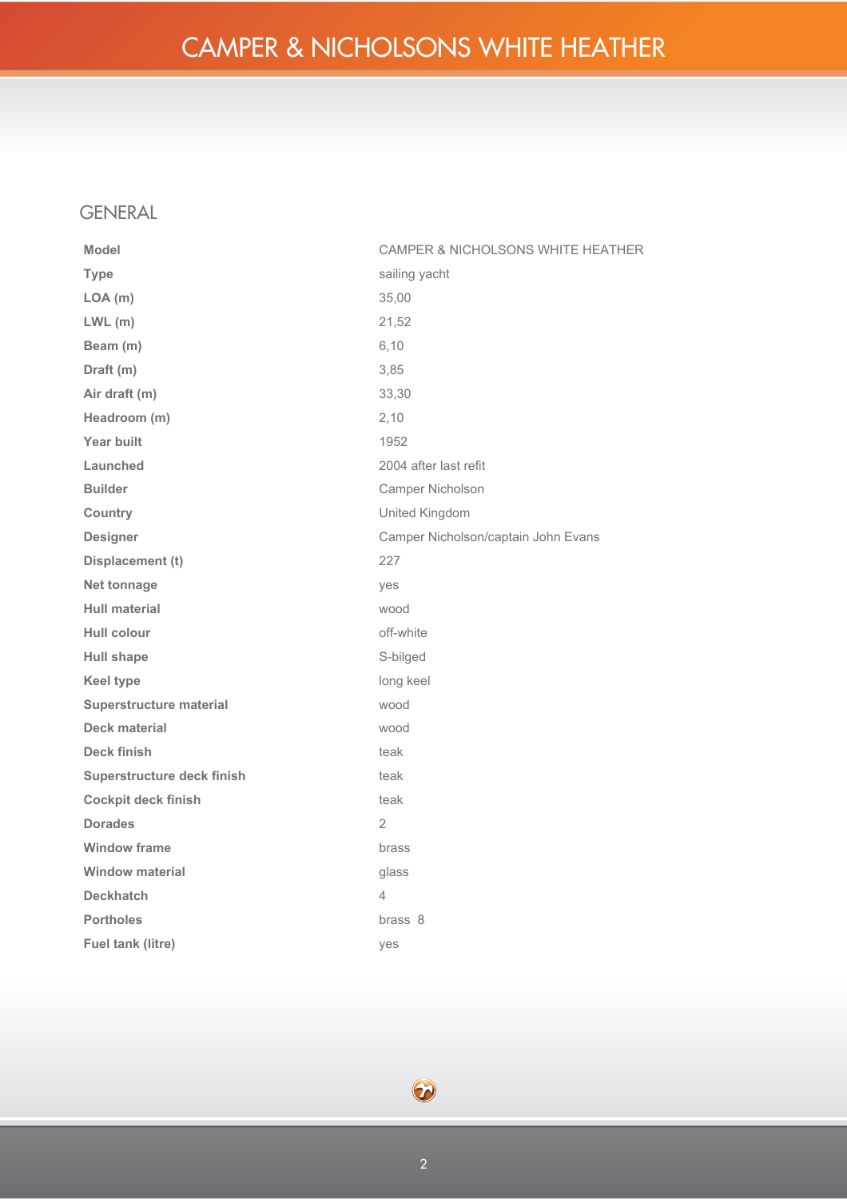# CAMPER & NICHOLSONS WHITE HEATHER

## GENERAL

| | |
|---|---|
| **Model** | CAMPER & NICHOLSONS WHITE HEATHER |
| **Type** | sailing yacht |
| **LOA (m)** | 35,00 |
| **LWL (m)** | 21,52 |
| **Beam (m)** | 6,10 |
| **Draft (m)** | 3,85 |
| **Air draft (m)** | 33,30 |
| **Headroom (m)** | 2,10 |
| **Year built** | 1952 |
| **Launched** | 2004 after last refit |
| **Builder** | Camper Nicholson |
| **Country** | United Kingdom |
| **Designer** | Camper Nicholson/captain John Evans |
| **Displacement (t)** | 227 |
| **Net tonnage** | yes |
| **Hull material** | wood |
| **Hull colour** | off-white |
| **Hull shape** | S-bilged |
| **Keel type** | long keel |
| **Superstructure material** | wood |
| **Deck material** | wood |
| **Deck finish** | teak |
| **Superstructure deck finish** | teak |
| **Cockpit deck finish** | teak |
| **Dorades** | 2 |
| **Window frame** | brass |
| **Window material** | glass |
| **Deckhatch** | 4 |
| **Portholes** | brass 8 |
| **Fuel tank (litre)** | yes |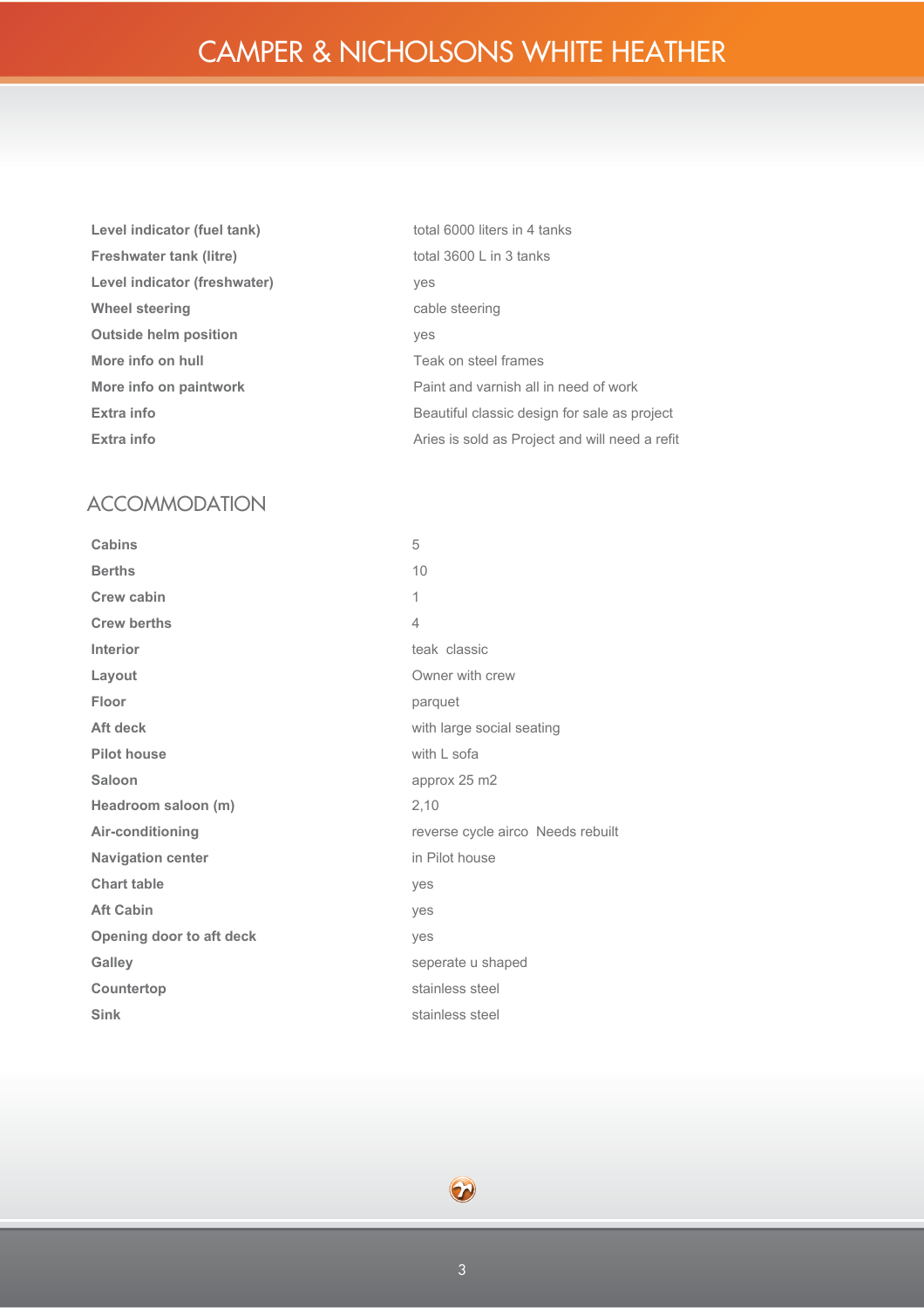| | |
|---|---|
| **Level indicator (fuel tank)** | total 6000 liters in 4 tanks |
| **Freshwater tank (litre)** | total 3600 L in 3 tanks |
| **Level indicator (freshwater)** | yes |
| **Wheel steering** | cable steering |
| **Outside helm position** | yes |
| **More info on hull** | Teak on steel frames |
| **More info on paintwork** | Paint and varnish all in need of work |
| **Extra info** | Beautiful classic design for sale as project |
| **Extra info** | Aries is sold as Project and will need a refit |

## ACCOMMODATION

| | |
|---|---|
| **Cabins** | 5 |
| **Berths** | 10 |
| **Crew cabin** | 1 |
| **Crew berths** | 4 |
| **Interior** | teak classic |
| **Layout** | Owner with crew |
| **Floor** | parquet |
| **Aft deck** | with large social seating |
| **Pilot house** | with L sofa |
| **Saloon** | approx 25 m2 |
| **Headroom saloon (m)** | 2,10 |
| **Air-conditioning** | reverse cycle airco Needs rebuilt |
| **Navigation center** | in Pilot house |
| **Chart table** | yes |
| **Aft Cabin** | yes |
| **Opening door to aft deck** | yes |
| **Galley** | seperate u shaped |
| **Countertop** | stainless steel |
| **Sink** | stainless steel |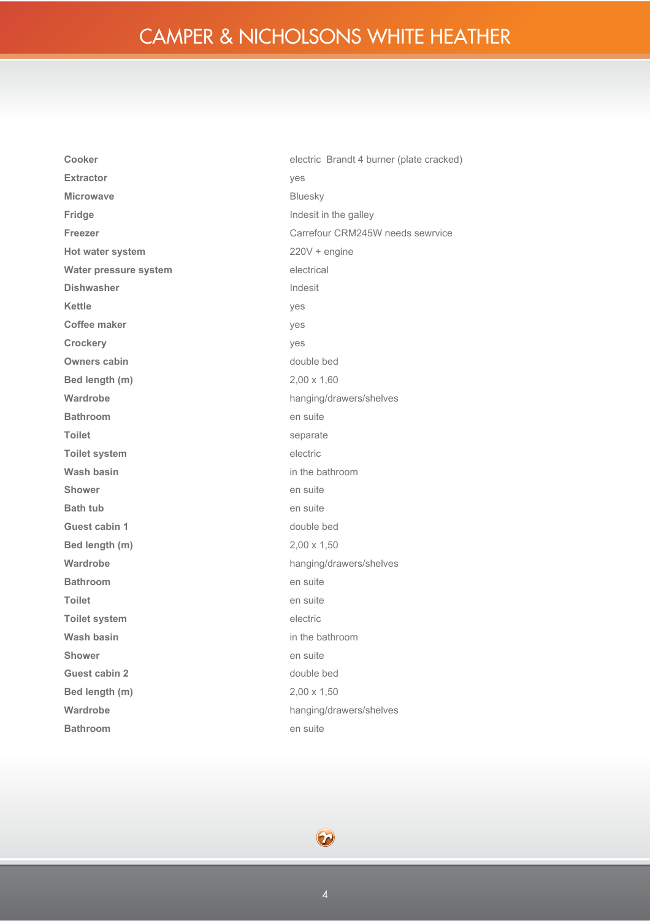# CAMPER & NICHOLSONS WHITE HEATHER

| | |
|---|---|
| **Cooker** | electric Brandt 4 burner (plate cracked) |
| **Extractor** | yes |
| **Microwave** | Bluesky |
| **Fridge** | Indesit in the galley |
| **Freezer** | Carrefour CRM245W needs sewrvice |
| **Hot water system** | 220V + engine |
| **Water pressure system** | electrical |
| **Dishwasher** | Indesit |
| **Kettle** | yes |
| **Coffee maker** | yes |
| **Crockery** | yes |
| **Owners cabin** | double bed |
| **Bed length (m)** | 2,00 x 1,60 |
| **Wardrobe** | hanging/drawers/shelves |
| **Bathroom** | en suite |
| **Toilet** | separate |
| **Toilet system** | electric |
| **Wash basin** | in the bathroom |
| **Shower** | en suite |
| **Bath tub** | en suite |
| **Guest cabin 1** | double bed |
| **Bed length (m)** | 2,00 x 1,50 |
| **Wardrobe** | hanging/drawers/shelves |
| **Bathroom** | en suite |
| **Toilet** | en suite |
| **Toilet system** | electric |
| **Wash basin** | in the bathroom |
| **Shower** | en suite |
| **Guest cabin 2** | double bed |
| **Bed length (m)** | 2,00 x 1,50 |
| **Wardrobe** | hanging/drawers/shelves |
| **Bathroom** | en suite |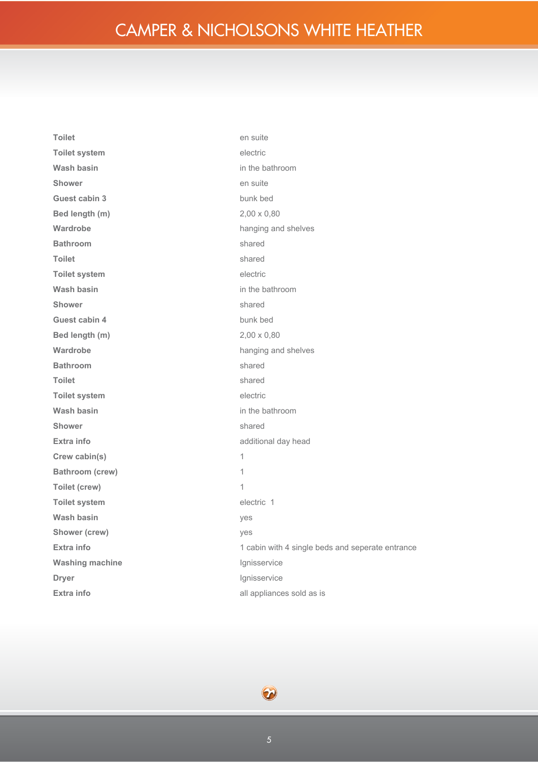| | |
|---|---|
| **Toilet** | en suite |
| **Toilet system** | electric |
| **Wash basin** | in the bathroom |
| **Shower** | en suite |
| **Guest cabin 3** | bunk bed |
| **Bed length (m)** | 2,00 x 0,80 |
| **Wardrobe** | hanging and shelves |
| **Bathroom** | shared |
| **Toilet** | shared |
| **Toilet system** | electric |
| **Wash basin** | in the bathroom |
| **Shower** | shared |
| **Guest cabin 4** | bunk bed |
| **Bed length (m)** | 2,00 x 0,80 |
| **Wardrobe** | hanging and shelves |
| **Bathroom** | shared |
| **Toilet** | shared |
| **Toilet system** | electric |
| **Wash basin** | in the bathroom |
| **Shower** | shared |
| **Extra info** | additional day head |
| **Crew cabin(s)** | 1 |
| **Bathroom (crew)** | 1 |
| **Toilet (crew)** | 1 |
| **Toilet system** | electric 1 |
| **Wash basin** | yes |
| **Shower (crew)** | yes |
| **Extra info** | 1 cabin with 4 single beds and seperate entrance |
| **Washing machine** | Ignisservice |
| **Dryer** | Ignisservice |
| **Extra info** | all appliances sold as is |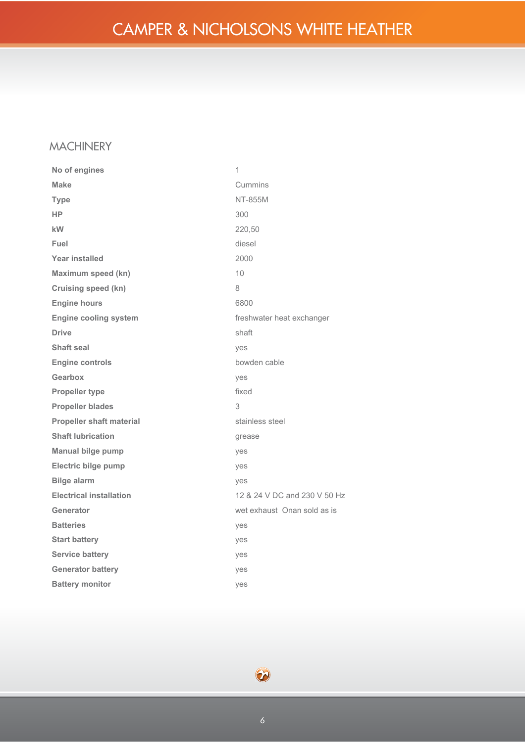## MACHINERY

| | |
|---|---|
| **No of engines** | 1 |
| **Make** | Cummins |
| **Type** | NT-855M |
| **HP** | 300 |
| **kW** | 220,50 |
| **Fuel** | diesel |
| **Year installed** | 2000 |
| **Maximum speed (kn)** | 10 |
| **Cruising speed (kn)** | 8 |
| **Engine hours** | 6800 |
| **Engine cooling system** | freshwater heat exchanger |
| **Drive** | shaft |
| **Shaft seal** | yes |
| **Engine controls** | bowden cable |
| **Gearbox** | yes |
| **Propeller type** | fixed |
| **Propeller blades** | 3 |
| **Propeller shaft material** | stainless steel |
| **Shaft lubrication** | grease |
| **Manual bilge pump** | yes |
| **Electric bilge pump** | yes |
| **Bilge alarm** | yes |
| **Electrical installation** | 12 & 24 V DC and 230 V 50 Hz |
| **Generator** | wet exhaust Onan sold as is |
| **Batteries** | yes |
| **Start battery** | yes |
| **Service battery** | yes |
| **Generator battery** | yes |
| **Battery monitor** | yes |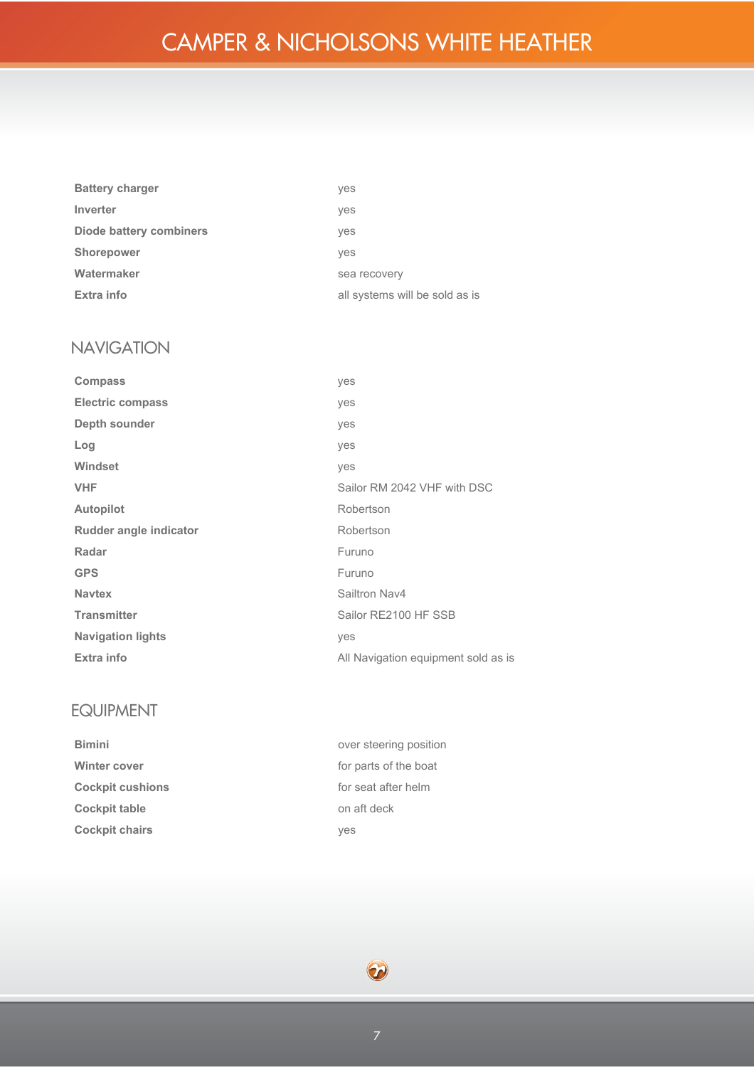| | |
|---|---|
| **Battery charger** | yes |
| **Inverter** | yes |
| **Diode battery combiners** | yes |
| **Shorepower** | yes |
| **Watermaker** | sea recovery |
| **Extra info** | all systems will be sold as is |

## NAVIGATION

| | |
|---|---|
| **Compass** | yes |
| **Electric compass** | yes |
| **Depth sounder** | yes |
| **Log** | yes |
| **Windset** | yes |
| **VHF** | Sailor RM 2042 VHF with DSC |
| **Autopilot** | Robertson |
| **Rudder angle indicator** | Robertson |
| **Radar** | Furuno |
| **GPS** | Furuno |
| **Navtex** | Sailtron Nav4 |
| **Transmitter** | Sailor RE2100 HF SSB |
| **Navigation lights** | yes |
| **Extra info** | All Navigation equipment sold as is |

## EQUIPMENT

| | |
|---|---|
| **Bimini** | over steering position |
| **Winter cover** | for parts of the boat |
| **Cockpit cushions** | for seat after helm |
| **Cockpit table** | on aft deck |
| **Cockpit chairs** | yes |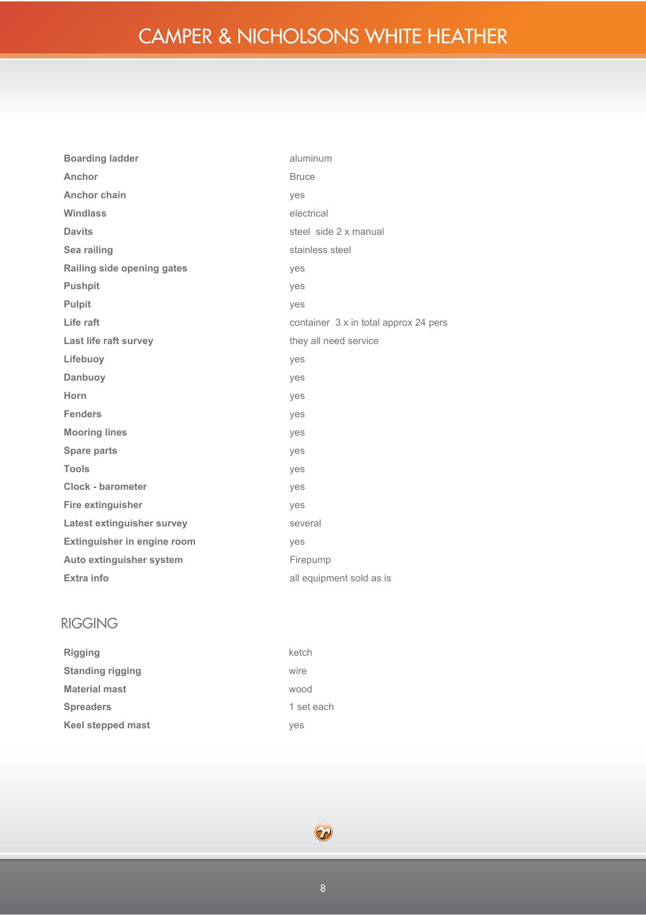| | |
|---|---|
| **Boarding ladder** | aluminum |
| **Anchor** | Bruce |
| **Anchor chain** | yes |
| **Windlass** | electrical |
| **Davits** | steel  side 2 x manual |
| **Sea railing** | stainless steel |
| **Railing side opening gates** | yes |
| **Pushpit** | yes |
| **Pulpit** | yes |
| **Life raft** | container  3 x in total approx 24 pers |
| **Last life raft survey** | they all need service |
| **Lifebuoy** | yes |
| **Danbuoy** | yes |
| **Horn** | yes |
| **Fenders** | yes |
| **Mooring lines** | yes |
| **Spare parts** | yes |
| **Tools** | yes |
| **Clock - barometer** | yes |
| **Fire extinguisher** | yes |
| **Latest extinguisher survey** | several |
| **Extinguisher in engine room** | yes |
| **Auto extinguisher system** | Firepump |
| **Extra info** | all equipment sold as is |

## RIGGING

| | |
|---|---|
| **Rigging** | ketch |
| **Standing rigging** | wire |
| **Material mast** | wood |
| **Spreaders** | 1 set each |
| **Keel stepped mast** | yes |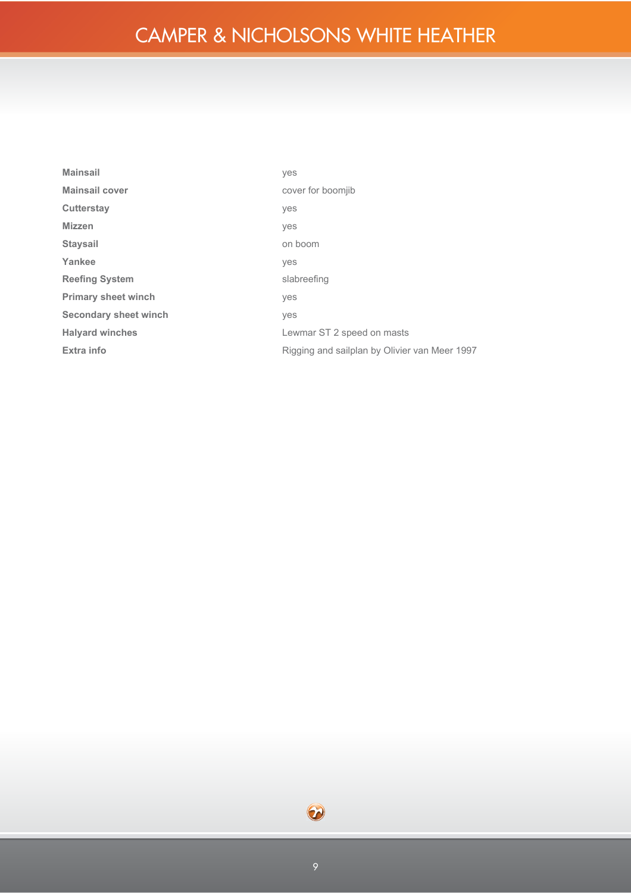| | |
|---|---|
| **Mainsail** | yes |
| **Mainsail cover** | cover for boomjib |
| **Cutterstay** | yes |
| **Mizzen** | yes |
| **Staysail** | on boom |
| **Yankee** | yes |
| **Reefing System** | slabreefing |
| **Primary sheet winch** | yes |
| **Secondary sheet winch** | yes |
| **Halyard winches** | Lewmar ST 2 speed on masts |
| **Extra info** | Rigging and sailplan by Olivier van Meer 1997 |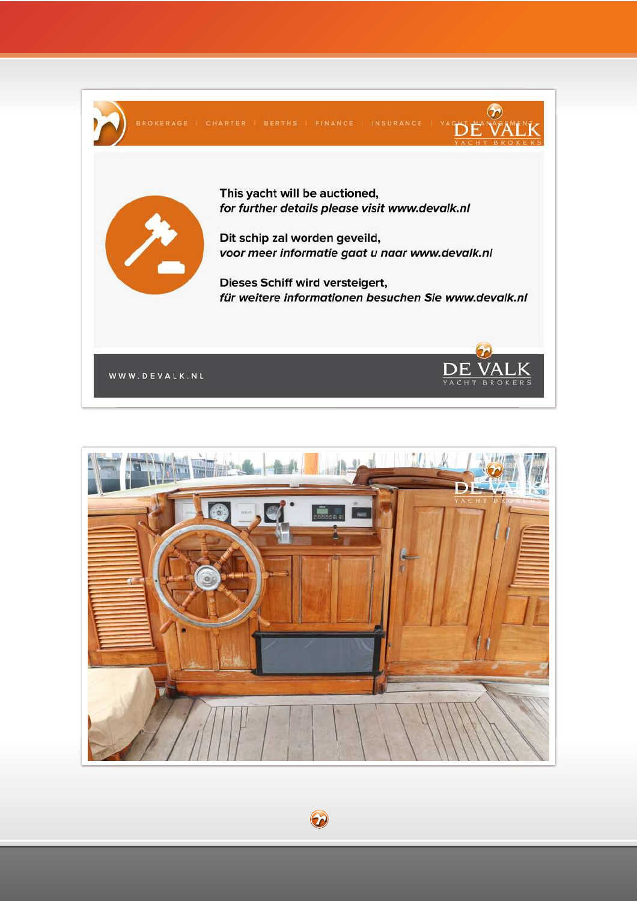BROKERAGE | CHARTER | BERTHS | FINANCE | INSURANCE | YACHT MANAGEMENT

DE VALK YACHT BROKERS

**This yacht will be auctioned,**
***for further details please visit www.devalk.nl***

**Dit schip zal worden geveild,**
***voor meer informatie gaat u naar www.devalk.nl***

**Dieses Schiff wird versteigert,**
***für weitere informationen besuchen Sie www.devalk.nl***

WWW.DEVALK.NL

DE VALK YACHT BROKERS